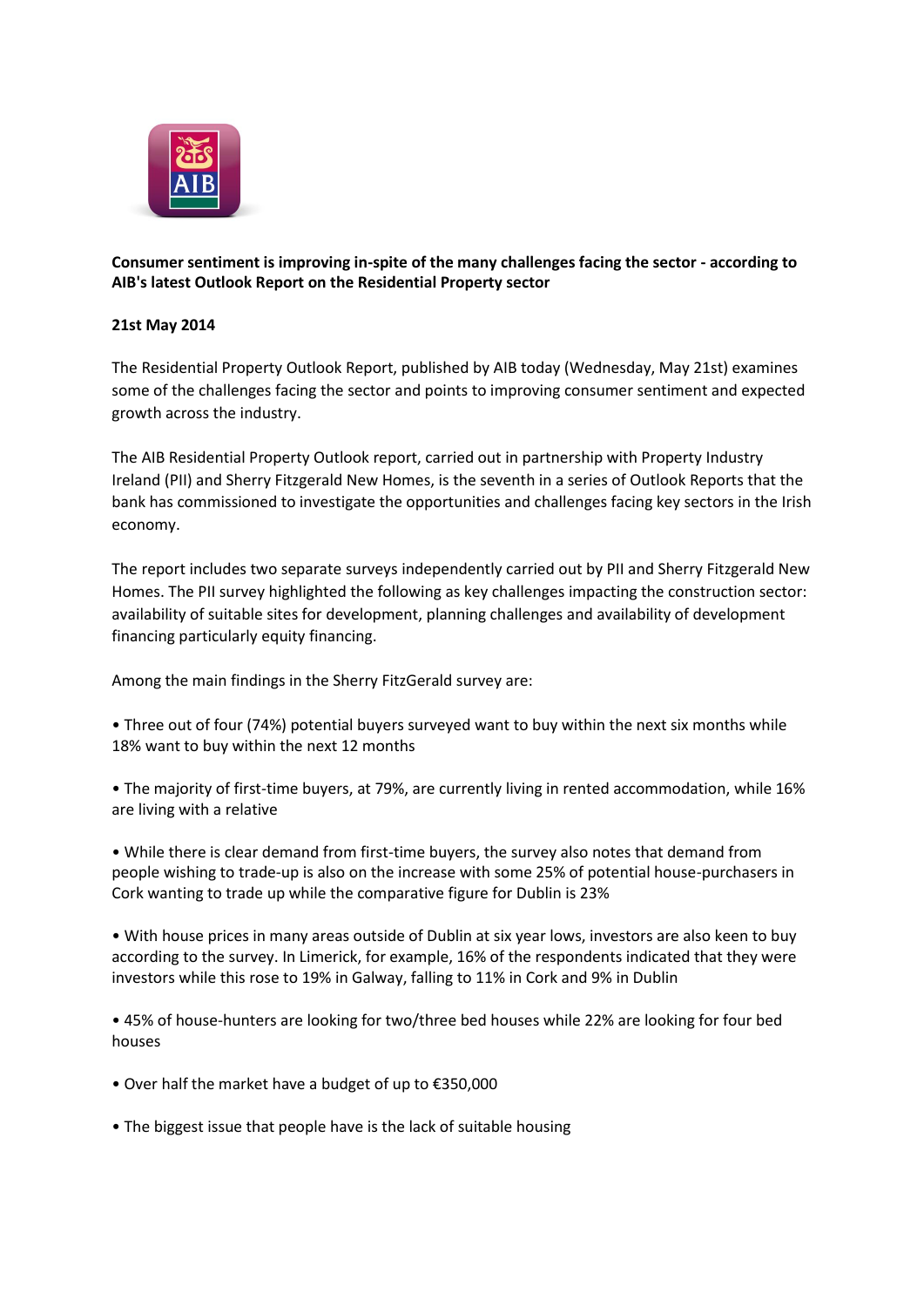**Consumer sentiment is improving in-spite of the many challenges facing the sector - according to AIB's latest Outlook Report on the Residential Property sector**

**21st May 2014**

The Residential Property Outlook Report, published by AIB today (Wednesday, May 21st) examines some of the challenges facing the sector and points to improving consumer sentiment and expected growth across the industry.

The AIB Residential Property Outlook report, carried out in partnership with Property Industry Ireland (PII) and Sherry Fitzgerald New Homes, is the seventh in a series of Outlook Reports that the bank has commissioned to investigate the opportunities and challenges facing key sectors in the Irish economy.

The report includes two separate surveys independently carried out by PII and Sherry Fitzgerald New Homes. The PII survey highlighted the following as key challenges impacting the construction sector: availability of suitable sites for development, planning challenges and availability of development financing particularly equity financing.

Among the main findings in the Sherry FitzGerald survey are:

• Three out of four (74%) potential buyers surveyed want to buy within the next six months while 18% want to buy within the next 12 months

• The majority of first-time buyers, at 79%, are currently living in rented accommodation, while 16% are living with a relative

• While there is clear demand from first-time buyers, the survey also notes that demand from people wishing to trade-up is also on the increase with some 25% of potential house-purchasers in Cork wanting to trade up while the comparative figure for Dublin is 23%

• With house prices in many areas outside of Dublin at six year lows, investors are also keen to buy according to the survey. In Limerick, for example, 16% of the respondents indicated that they were investors while this rose to 19% in Galway, falling to 11% in Cork and 9% in Dublin

• 45% of house-hunters are looking for two/three bed houses while 22% are looking for four bed houses

• Over half the market have a budget of up to €350,000

• The biggest issue that people have is the lack of suitable housing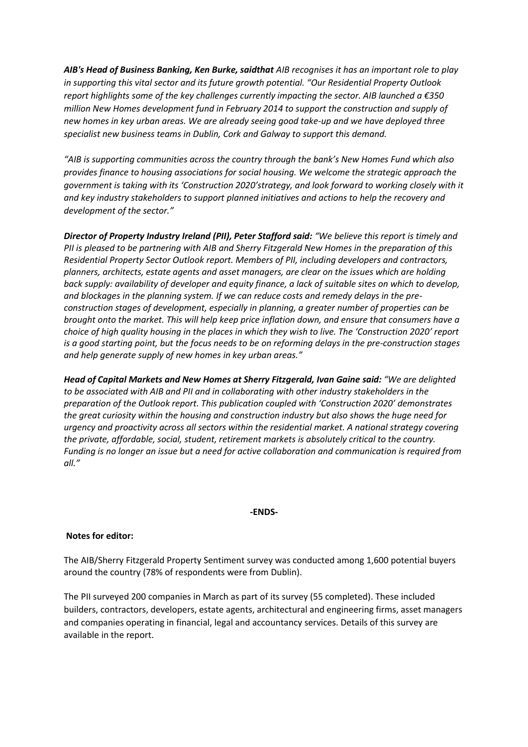***AIB's Head of Business Banking, Ken Burke, saidthat** AIB recognises it has an important role to play in supporting this vital sector and its future growth potential. "Our Residential Property Outlook report highlights some of the key challenges currently impacting the sector. AIB launched a €350 million New Homes development fund in February 2014 to support the construction and supply of new homes in key urban areas. We are already seeing good take-up and we have deployed three specialist new business teams in Dublin, Cork and Galway to support this demand.*

*"AIB is supporting communities across the country through the bank's New Homes Fund which also provides finance to housing associations for social housing. We welcome the strategic approach the government is taking with its 'Construction 2020'strategy, and look forward to working closely with it and key industry stakeholders to support planned initiatives and actions to help the recovery and development of the sector."*

***Director of Property Industry Ireland (PII), Peter Stafford said:** "We believe this report is timely and PII is pleased to be partnering with AIB and Sherry Fitzgerald New Homes in the preparation of this Residential Property Sector Outlook report. Members of PII, including developers and contractors, planners, architects, estate agents and asset managers, are clear on the issues which are holding back supply: availability of developer and equity finance, a lack of suitable sites on which to develop, and blockages in the planning system. If we can reduce costs and remedy delays in the pre-construction stages of development, especially in planning, a greater number of properties can be brought onto the market. This will help keep price inflation down, and ensure that consumers have a choice of high quality housing in the places in which they wish to live. The 'Construction 2020' report is a good starting point, but the focus needs to be on reforming delays in the pre-construction stages and help generate supply of new homes in key urban areas."*

***Head of Capital Markets and New Homes at Sherry Fitzgerald, Ivan Gaine said:** "We are delighted to be associated with AIB and PII and in collaborating with other industry stakeholders in the preparation of the Outlook report. This publication coupled with 'Construction 2020' demonstrates the great curiosity within the housing and construction industry but also shows the huge need for urgency and proactivity across all sectors within the residential market. A national strategy covering the private, affordable, social, student, retirement markets is absolutely critical to the country. Funding is no longer an issue but a need for active collaboration and communication is required from all."*

**-ENDS-**

**Notes for editor:**

The AIB/Sherry Fitzgerald Property Sentiment survey was conducted among 1,600 potential buyers around the country (78% of respondents were from Dublin).

The PII surveyed 200 companies in March as part of its survey (55 completed). These included builders, contractors, developers, estate agents, architectural and engineering firms, asset managers and companies operating in financial, legal and accountancy services. Details of this survey are available in the report.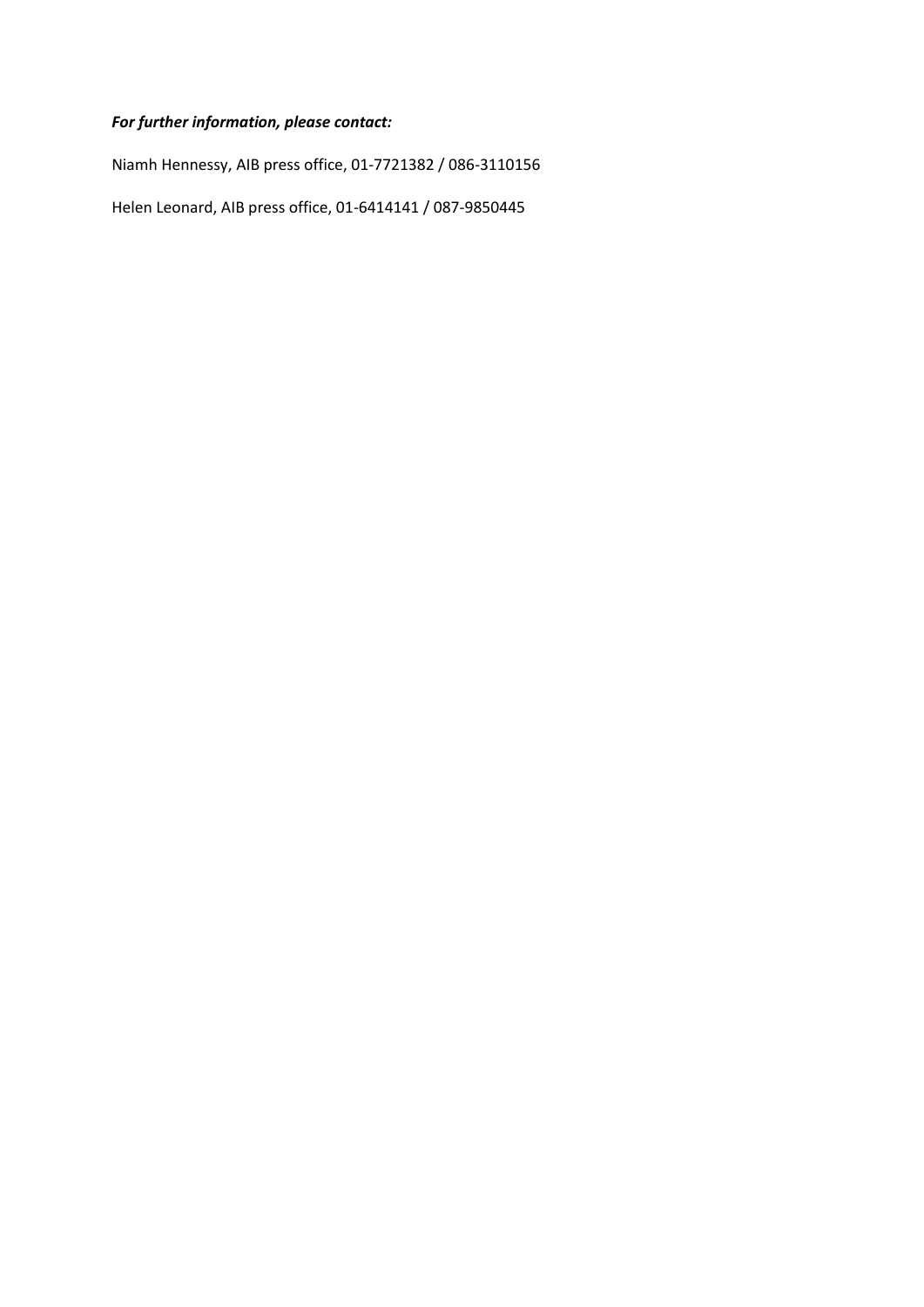***For further information, please contact:***

Niamh Hennessy, AIB press office, 01-7721382 / 086-3110156

Helen Leonard, AIB press office, 01-6414141 / 087-9850445